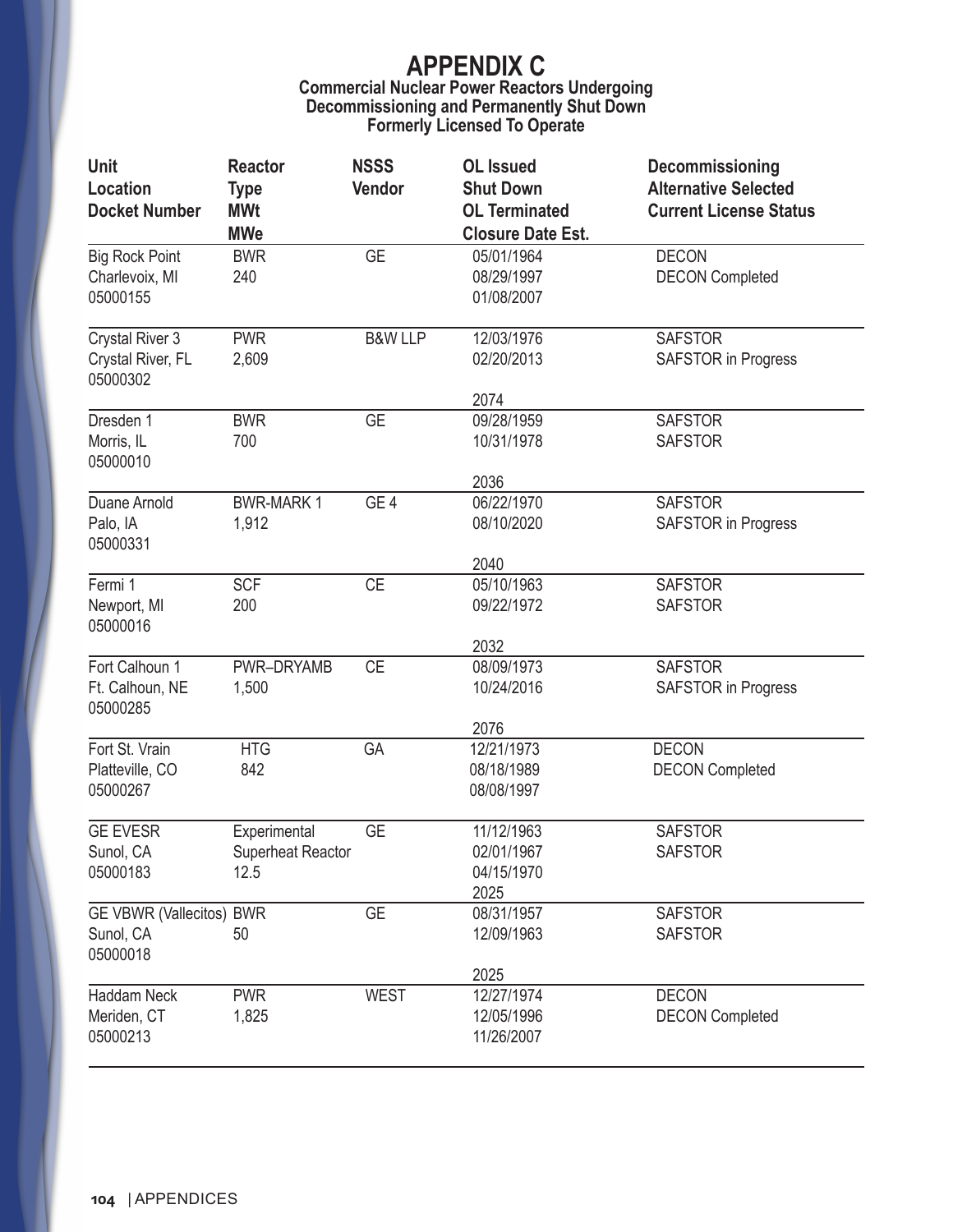# APPENDIX C

## Commercial Nuclear Power Reactors Undergoing Decommissioning and Permanently Shut Down Formerly Licensed To Operate

| Unit<br>Location<br>Docket Number | Reactor<br>Type<br>MWt<br>MWe | NSSS<br>Vendor | OL Issued<br>Shut Down<br>OL Terminated<br>Closure Date Est. | Decommissioning<br>Alternative Selected<br>Current License Status |
|---|---|---|---|---|
| Big Rock Point<br>Charlevoix, MI<br>05000155 | BWR<br>240 | GE | 05/01/1964<br>08/29/1997<br>01/08/2007 | DECON<br>DECON Completed |
| Crystal River 3<br>Crystal River, FL<br>05000302 | PWR<br>2,609 | B&W LLP | 12/03/1976<br>02/20/2013<br><br>2074 | SAFSTOR<br>SAFSTOR in Progress |
| Dresden 1<br>Morris, IL<br>05000010 | BWR<br>700 | GE | 09/28/1959<br>10/31/1978<br><br>2036 | SAFSTOR<br>SAFSTOR |
| Duane Arnold<br>Palo, IA<br>05000331 | BWR-MARK 1<br>1,912 | GE 4 | 06/22/1970<br>08/10/2020<br><br>2040 | SAFSTOR<br>SAFSTOR in Progress |
| Fermi 1<br>Newport, MI<br>05000016 | SCF<br>200 | CE | 05/10/1963<br>09/22/1972<br><br>2032 | SAFSTOR<br>SAFSTOR |
| Fort Calhoun 1<br>Ft. Calhoun, NE<br>05000285 | PWR–DRYAMB<br>1,500 | CE | 08/09/1973<br>10/24/2016<br><br>2076 | SAFSTOR<br>SAFSTOR in Progress |
| Fort St. Vrain<br>Platteville, CO<br>05000267 | HTG<br>842 | GA | 12/21/1973<br>08/18/1989<br>08/08/1997 | DECON<br>DECON Completed |
| GE EVESR<br>Sunol, CA<br>05000183 | Experimental<br>Superheat Reactor<br>12.5 | GE | 11/12/1963<br>02/01/1967<br>04/15/1970<br>2025 | SAFSTOR<br>SAFSTOR |
| GE VBWR (Vallecitos)<br>Sunol, CA<br>05000018 | BWR<br>50 | GE | 08/31/1957<br>12/09/1963<br><br>2025 | SAFSTOR<br>SAFSTOR |
| Haddam Neck<br>Meriden, CT<br>05000213 | PWR<br>1,825 | WEST | 12/27/1974<br>12/05/1996<br>11/26/2007 | DECON<br>DECON Completed |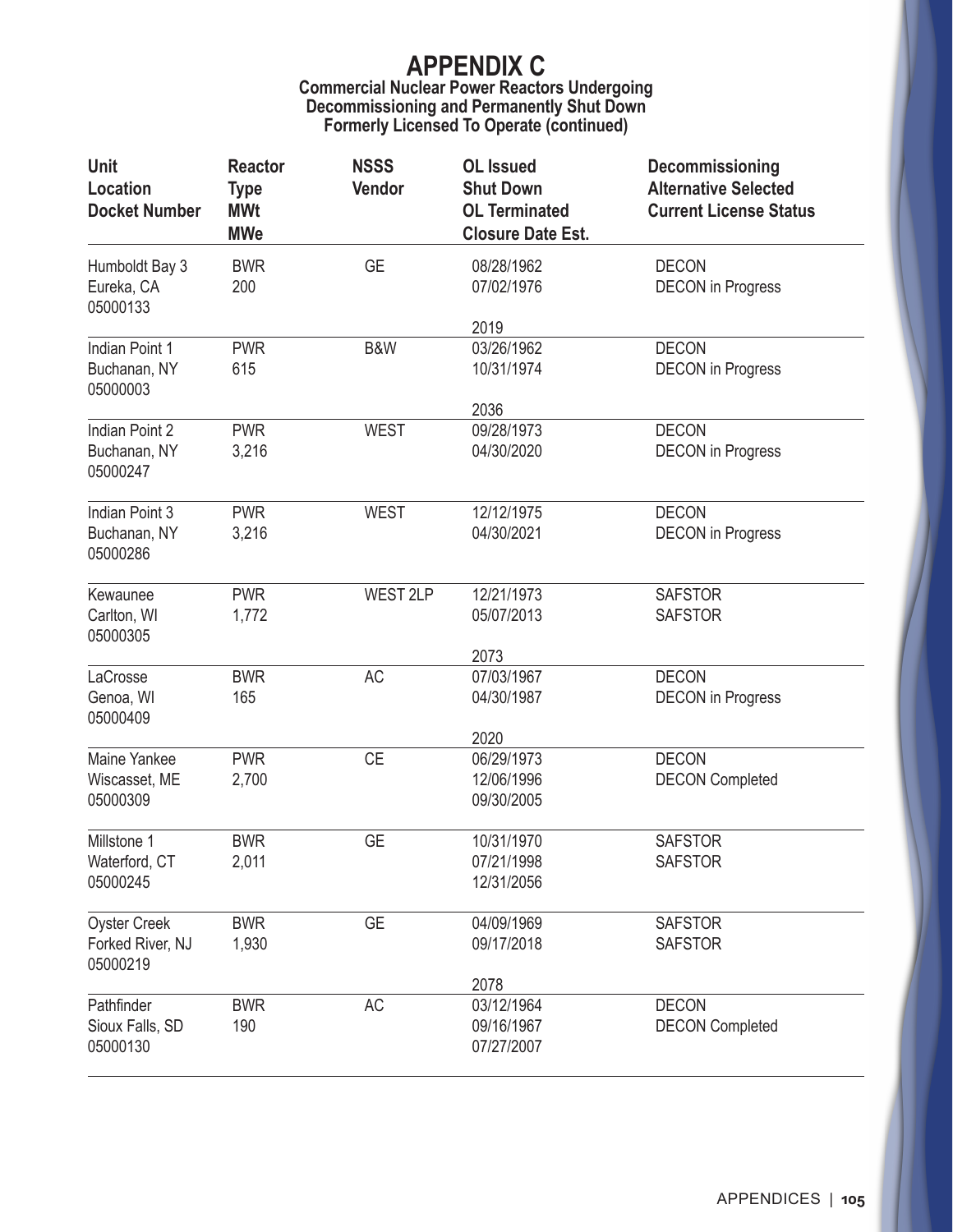# APPENDIX C

**Commercial Nuclear Power Reactors Undergoing Decommissioning and Permanently Shut Down Formerly Licensed To Operate (continued)**

| Unit<br>Location<br>Docket Number | Reactor Type<br>MWt<br>MWe | NSSS Vendor | OL Issued<br>Shut Down<br>OL Terminated<br>Closure Date Est. | Decommissioning Alternative Selected<br>Current License Status |
|---|---|---|---|---|
| Humboldt Bay 3<br>Eureka, CA<br>05000133 | BWR<br>200 | GE | 08/28/1962<br>07/02/1976<br><br>2019 | DECON<br>DECON in Progress |
| Indian Point 1<br>Buchanan, NY<br>05000003 | PWR<br>615 | B&W | 03/26/1962<br>10/31/1974<br><br>2036 | DECON<br>DECON in Progress |
| Indian Point 2<br>Buchanan, NY<br>05000247 | PWR<br>3,216 | WEST | 09/28/1973<br>04/30/2020 | DECON<br>DECON in Progress |
| Indian Point 3<br>Buchanan, NY<br>05000286 | PWR<br>3,216 | WEST | 12/12/1975<br>04/30/2021 | DECON<br>DECON in Progress |
| Kewaunee<br>Carlton, WI<br>05000305 | PWR<br>1,772 | WEST 2LP | 12/21/1973<br>05/07/2013<br><br>2073 | SAFSTOR<br>SAFSTOR |
| LaCrosse<br>Genoa, WI<br>05000409 | BWR<br>165 | AC | 07/03/1967<br>04/30/1987<br><br>2020 | DECON<br>DECON in Progress |
| Maine Yankee<br>Wiscasset, ME<br>05000309 | PWR<br>2,700 | CE | 06/29/1973<br>12/06/1996<br>09/30/2005 | DECON<br>DECON Completed |
| Millstone 1<br>Waterford, CT<br>05000245 | BWR<br>2,011 | GE | 10/31/1970<br>07/21/1998<br>12/31/2056 | SAFSTOR<br>SAFSTOR |
| Oyster Creek<br>Forked River, NJ<br>05000219 | BWR<br>1,930 | GE | 04/09/1969<br>09/17/2018<br><br>2078 | SAFSTOR<br>SAFSTOR |
| Pathfinder<br>Sioux Falls, SD<br>05000130 | BWR<br>190 | AC | 03/12/1964<br>09/16/1967<br>07/27/2007 | DECON<br>DECON Completed |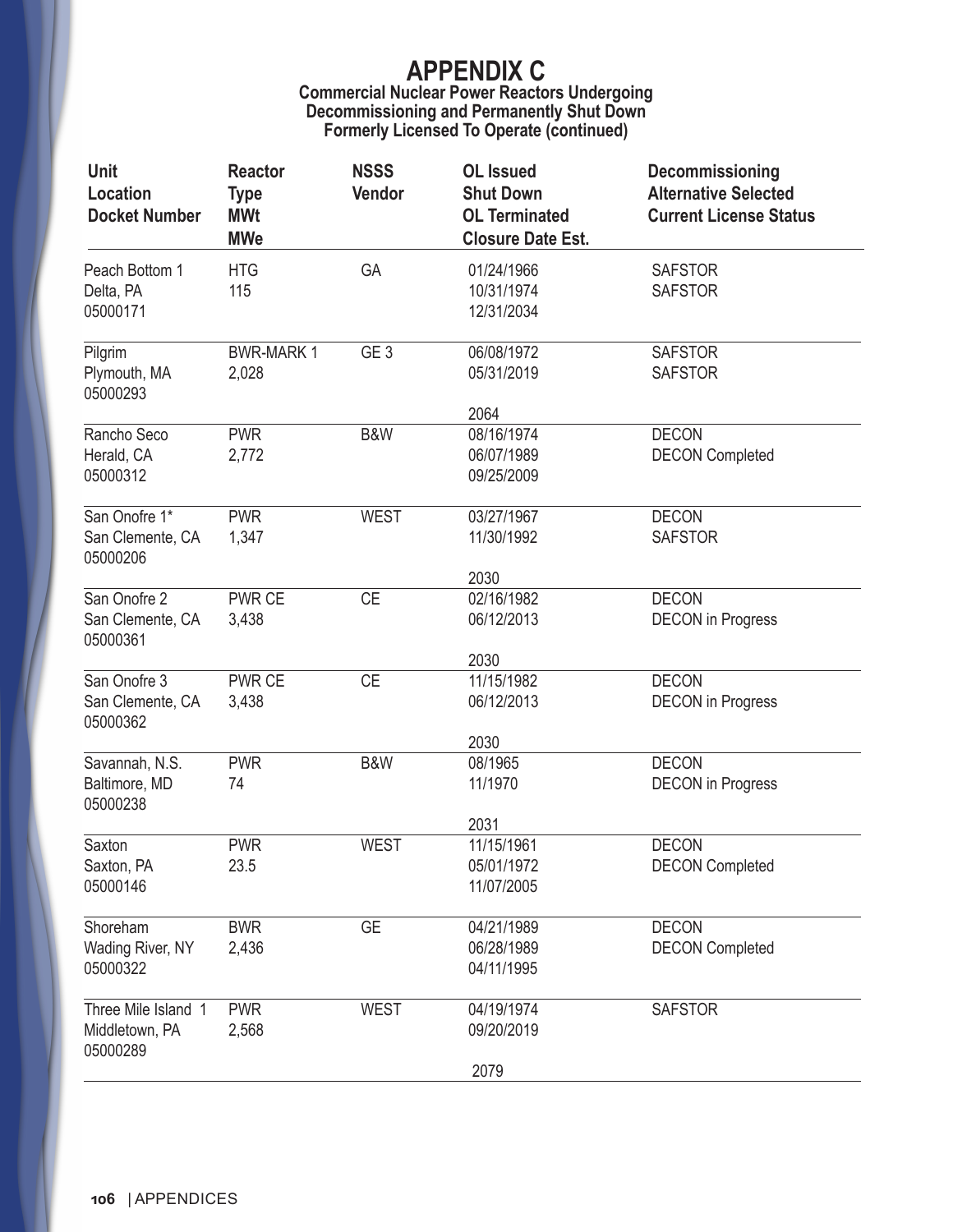# APPENDIX C

**Commercial Nuclear Power Reactors Undergoing Decommissioning and Permanently Shut Down Formerly Licensed To Operate (continued)**

| Unit<br>Location<br>Docket Number | Reactor<br>Type<br>MWt<br>MWe | NSSS<br>Vendor | OL Issued<br>Shut Down<br>OL Terminated<br>Closure Date Est. | Decommissioning<br>Alternative Selected<br>Current License Status |
|---|---|---|---|---|
| Peach Bottom 1<br>Delta, PA<br>05000171 | HTG<br>115 | GA | 01/24/1966<br>10/31/1974<br>12/31/2034 | SAFSTOR<br>SAFSTOR |
| Pilgrim<br>Plymouth, MA<br>05000293 | BWR-MARK 1<br>2,028 | GE 3 | 06/08/1972<br>05/31/2019<br><br>2064 | SAFSTOR<br>SAFSTOR |
| Rancho Seco<br>Herald, CA<br>05000312 | PWR<br>2,772 | B&W | 08/16/1974<br>06/07/1989<br>09/25/2009 | DECON<br>DECON Completed |
| San Onofre 1*<br>San Clemente, CA<br>05000206 | PWR<br>1,347 | WEST | 03/27/1967<br>11/30/1992<br><br>2030 | DECON<br>SAFSTOR |
| San Onofre 2<br>San Clemente, CA<br>05000361 | PWR CE<br>3,438 | CE | 02/16/1982<br>06/12/2013<br><br>2030 | DECON<br>DECON in Progress |
| San Onofre 3<br>San Clemente, CA<br>05000362 | PWR CE<br>3,438 | CE | 11/15/1982<br>06/12/2013<br><br>2030 | DECON<br>DECON in Progress |
| Savannah, N.S.<br>Baltimore, MD<br>05000238 | PWR<br>74 | B&W | 08/1965<br>11/1970<br><br>2031 | DECON<br>DECON in Progress |
| Saxton<br>Saxton, PA<br>05000146 | PWR<br>23.5 | WEST | 11/15/1961<br>05/01/1972<br>11/07/2005 | DECON<br>DECON Completed |
| Shoreham<br>Wading River, NY<br>05000322 | BWR<br>2,436 | GE | 04/21/1989<br>06/28/1989<br>04/11/1995 | DECON<br>DECON Completed |
| Three Mile Island 1<br>Middletown, PA<br>05000289 | PWR<br>2,568 | WEST | 04/19/1974<br>09/20/2019<br><br>2079 | SAFSTOR |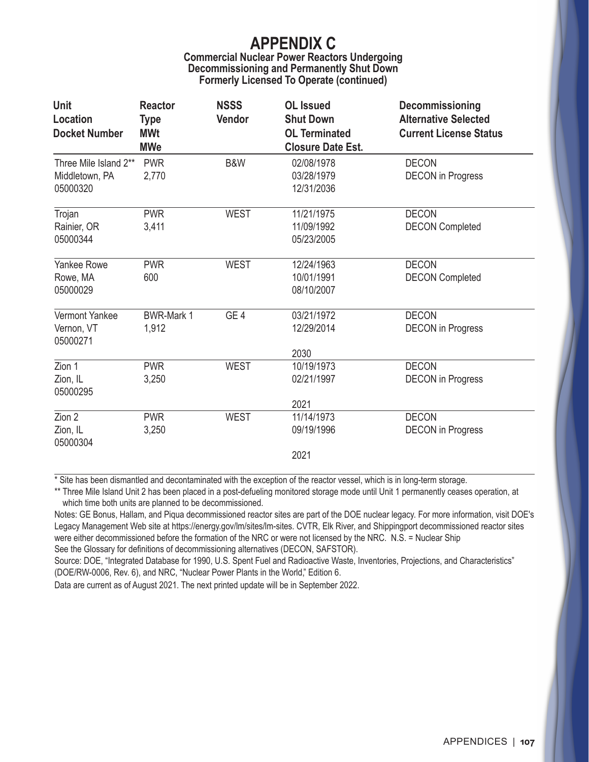# APPENDIX C

## Commercial Nuclear Power Reactors Undergoing Decommissioning and Permanently Shut Down Formerly Licensed To Operate (continued)

| Unit<br>Location<br>Docket Number | Reactor<br>Type<br>MWt<br>MWe | NSSS<br>Vendor | OL Issued<br>Shut Down<br>OL Terminated<br>Closure Date Est. | Decommissioning<br>Alternative Selected<br>Current License Status |
|---|---|---|---|---|
| Three Mile Island 2**<br>Middletown, PA<br>05000320 | PWR<br>2,770 | B&W | 02/08/1978<br>03/28/1979<br>12/31/2036 | DECON<br>DECON in Progress |
| Trojan<br>Rainier, OR<br>05000344 | PWR<br>3,411 | WEST | 11/21/1975<br>11/09/1992<br>05/23/2005 | DECON<br>DECON Completed |
| Yankee Rowe<br>Rowe, MA<br>05000029 | PWR<br>600 | WEST | 12/24/1963<br>10/01/1991<br>08/10/2007 | DECON<br>DECON Completed |
| Vermont Yankee<br>Vernon, VT<br>05000271 | BWR-Mark 1<br>1,912 | GE 4 | 03/21/1972<br>12/29/2014<br><br>2030 | DECON<br>DECON in Progress |
| Zion 1<br>Zion, IL<br>05000295 | PWR<br>3,250 | WEST | 10/19/1973<br>02/21/1997<br><br>2021 | DECON<br>DECON in Progress |
| Zion 2<br>Zion, IL<br>05000304 | PWR<br>3,250 | WEST | 11/14/1973<br>09/19/1996<br><br>2021 | DECON<br>DECON in Progress |

* Site has been dismantled and decontaminated with the exception of the reactor vessel, which is in long-term storage.

** Three Mile Island Unit 2 has been placed in a post-defueling monitored storage mode until Unit 1 permanently ceases operation, at which time both units are planned to be decommissioned.

Notes: GE Bonus, Hallam, and Piqua decommissioned reactor sites are part of the DOE nuclear legacy. For more information, visit DOE's Legacy Management Web site at https://energy.gov/lm/sites/lm-sites. CVTR, Elk River, and Shippingport decommissioned reactor sites were either decommissioned before the formation of the NRC or were not licensed by the NRC. N.S. = Nuclear Ship

See the Glossary for definitions of decommissioning alternatives (DECON, SAFSTOR).

Source: DOE, "Integrated Database for 1990, U.S. Spent Fuel and Radioactive Waste, Inventories, Projections, and Characteristics" (DOE/RW-0006, Rev. 6), and NRC, "Nuclear Power Plants in the World," Edition 6.

Data are current as of August 2021. The next printed update will be in September 2022.